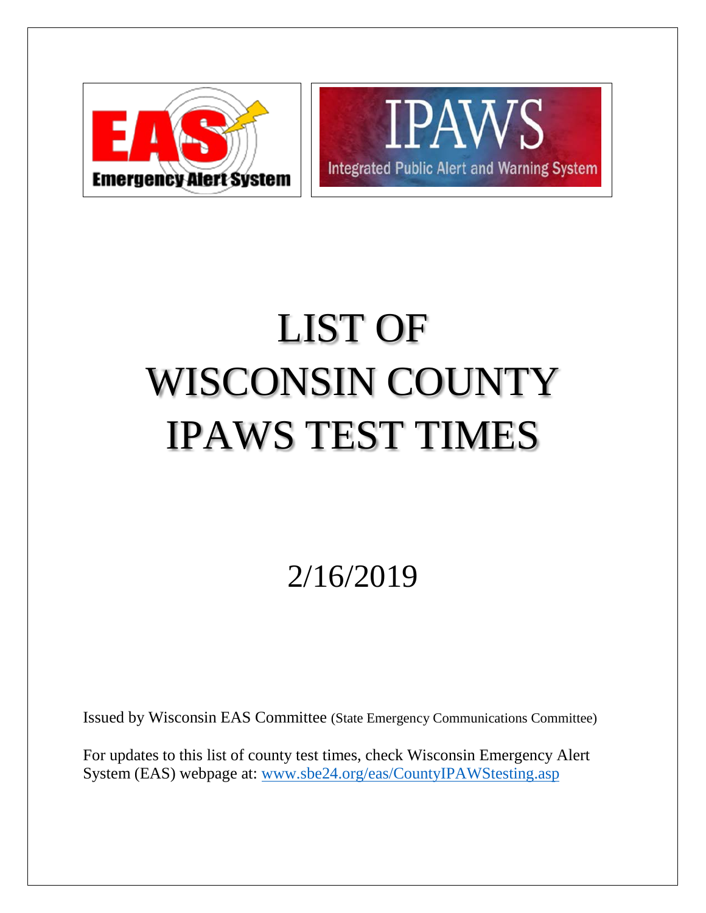# LIST OF WISCONSIN COUNTY IPAWS TEST TIMES

2/16/2019

Issued by Wisconsin EAS Committee (State Emergency Communications Committee)

For updates to this list of county test times, check Wisconsin Emergency Alert System (EAS) webpage at: www.sbe24.org/eas/CountyIPAWStesting.asp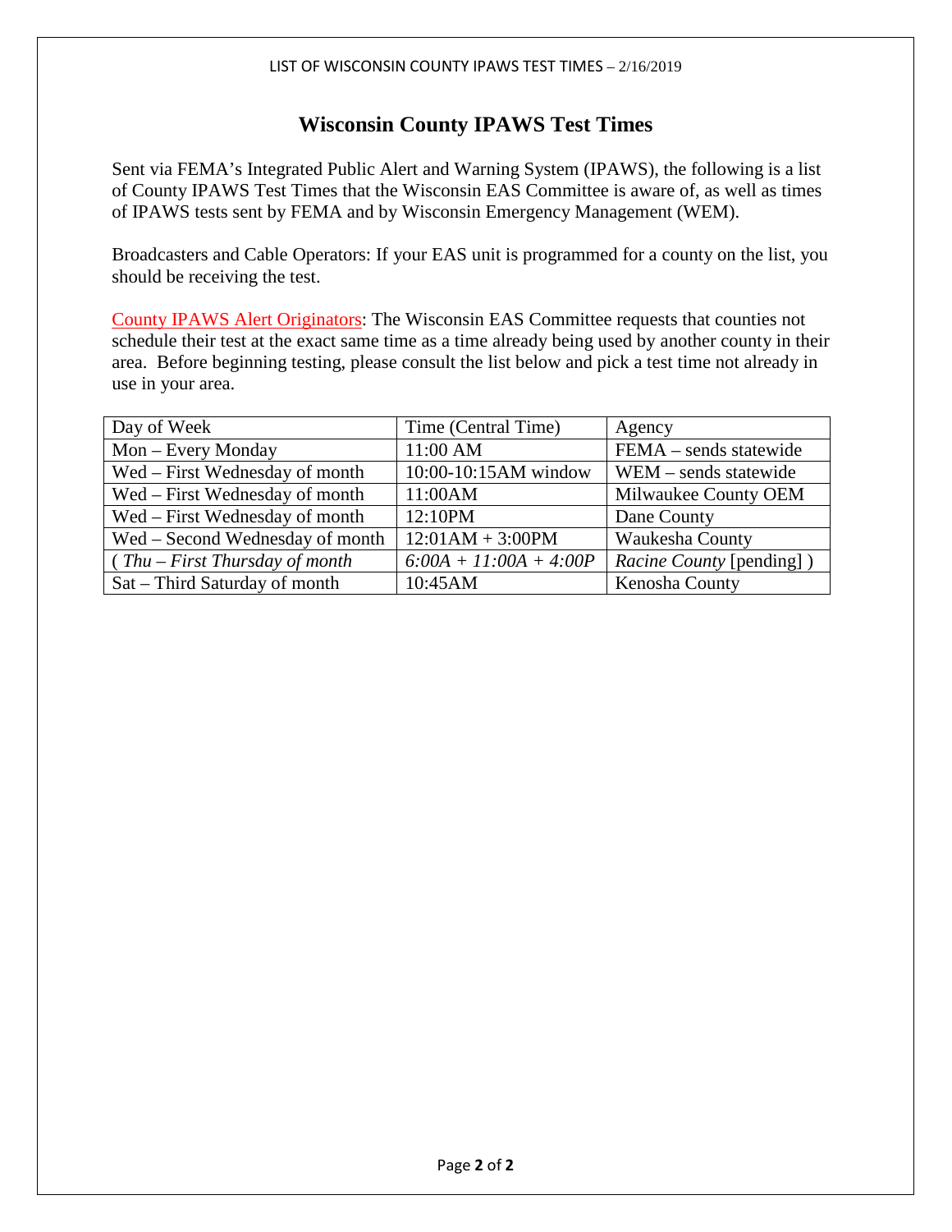# Wisconsin County IPAWS Test Times

Sent via FEMA's Integrated Public Alert and Warning System (IPAWS), the following is a list of County IPAWS Test Times that the Wisconsin EAS Committee is aware of, as well as times of IPAWS tests sent by FEMA and by Wisconsin Emergency Management (WEM).

Broadcasters and Cable Operators: If your EAS unit is programmed for a county on the list, you should be receiving the test.

County IPAWS Alert Originators: The Wisconsin EAS Committee requests that counties not schedule their test at the exact same time as a time already being used by another county in their area. Before beginning testing, please consult the list below and pick a test time not already in use in your area.

| Day of Week | Time (Central Time) | Agency |
|---|---|---|
| Mon – Every Monday | 11:00 AM | FEMA – sends statewide |
| Wed – First Wednesday of month | 10:00-10:15AM window | WEM – sends statewide |
| Wed – First Wednesday of month | 11:00AM | Milwaukee County OEM |
| Wed – First Wednesday of month | 12:10PM | Dane County |
| Wed – Second Wednesday of month | 12:01AM + 3:00PM | Waukesha County |
| ( *Thu – First Thursday of month* | *6:00A + 11:00A + 4:00P* | *Racine County* [pending] ) |
| Sat – Third Saturday of month | 10:45AM | Kenosha County |